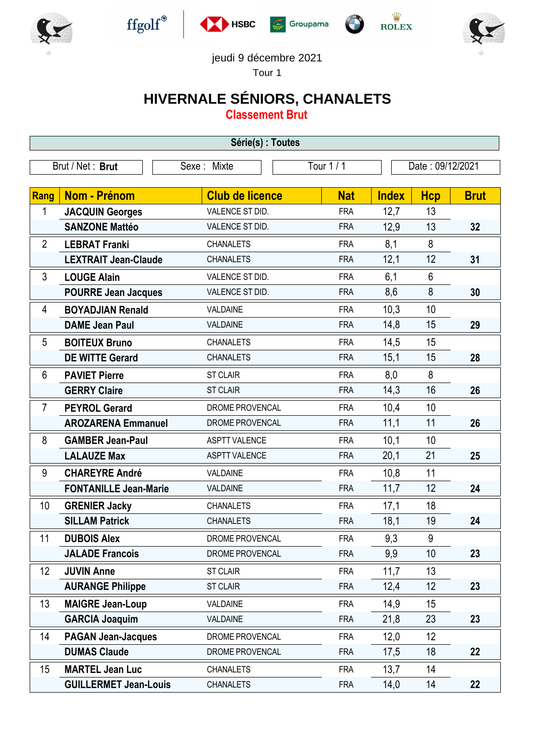jeudi 9 décembre 2021

Tour 1

# HIVERNALE SÉNIORS, CHANALETS

## Classement Brut

**Série(s) : Toutes**

| Brut / Net : **Brut** | Sexe : Mixte | Tour 1 / 1 | Date : 09/12/2021 |
|---|---|---|---|

| Rang | Nom - Prénom | Club de licence | Nat | Index | Hcp | Brut |
|---|---|---|---|---|---|---|
| 1 | **JACQUIN Georges** | VALENCE ST DID. | FRA | 12,7 | 13 | |
| | **SANZONE Mattéo** | VALENCE ST DID. | FRA | 12,9 | 13 | **32** |
| 2 | **LEBRAT Franki** | CHANALETS | FRA | 8,1 | 8 | |
| | **LEXTRAIT Jean-Claude** | CHANALETS | FRA | 12,1 | 12 | **31** |
| 3 | **LOUGE Alain** | VALENCE ST DID. | FRA | 6,1 | 6 | |
| | **POURRE Jean Jacques** | VALENCE ST DID. | FRA | 8,6 | 8 | **30** |
| 4 | **BOYADJIAN Renald** | VALDAINE | FRA | 10,3 | 10 | |
| | **DAME Jean Paul** | VALDAINE | FRA | 14,8 | 15 | **29** |
| 5 | **BOITEUX Bruno** | CHANALETS | FRA | 14,5 | 15 | |
| | **DE WITTE Gerard** | CHANALETS | FRA | 15,1 | 15 | **28** |
| 6 | **PAVIET Pierre** | ST CLAIR | FRA | 8,0 | 8 | |
| | **GERRY Claire** | ST CLAIR | FRA | 14,3 | 16 | **26** |
| 7 | **PEYROL Gerard** | DROME PROVENCAL | FRA | 10,4 | 10 | |
| | **AROZARENA Emmanuel** | DROME PROVENCAL | FRA | 11,1 | 11 | **26** |
| 8 | **GAMBER Jean-Paul** | ASPTT VALENCE | FRA | 10,1 | 10 | |
| | **LALAUZE Max** | ASPTT VALENCE | FRA | 20,1 | 21 | **25** |
| 9 | **CHAREYRE André** | VALDAINE | FRA | 10,8 | 11 | |
| | **FONTANILLE Jean-Marie** | VALDAINE | FRA | 11,7 | 12 | **24** |
| 10 | **GRENIER Jacky** | CHANALETS | FRA | 17,1 | 18 | |
| | **SILLAM Patrick** | CHANALETS | FRA | 18,1 | 19 | **24** |
| 11 | **DUBOIS Alex** | DROME PROVENCAL | FRA | 9,3 | 9 | |
| | **JALADE Francois** | DROME PROVENCAL | FRA | 9,9 | 10 | **23** |
| 12 | **JUVIN Anne** | ST CLAIR | FRA | 11,7 | 13 | |
| | **AURANGE Philippe** | ST CLAIR | FRA | 12,4 | 12 | **23** |
| 13 | **MAIGRE Jean-Loup** | VALDAINE | FRA | 14,9 | 15 | |
| | **GARCIA Joaquim** | VALDAINE | FRA | 21,8 | 23 | **23** |
| 14 | **PAGAN Jean-Jacques** | DROME PROVENCAL | FRA | 12,0 | 12 | |
| | **DUMAS Claude** | DROME PROVENCAL | FRA | 17,5 | 18 | **22** |
| 15 | **MARTEL Jean Luc** | CHANALETS | FRA | 13,7 | 14 | |
| | **GUILLERMET Jean-Louis** | CHANALETS | FRA | 14,0 | 14 | **22** |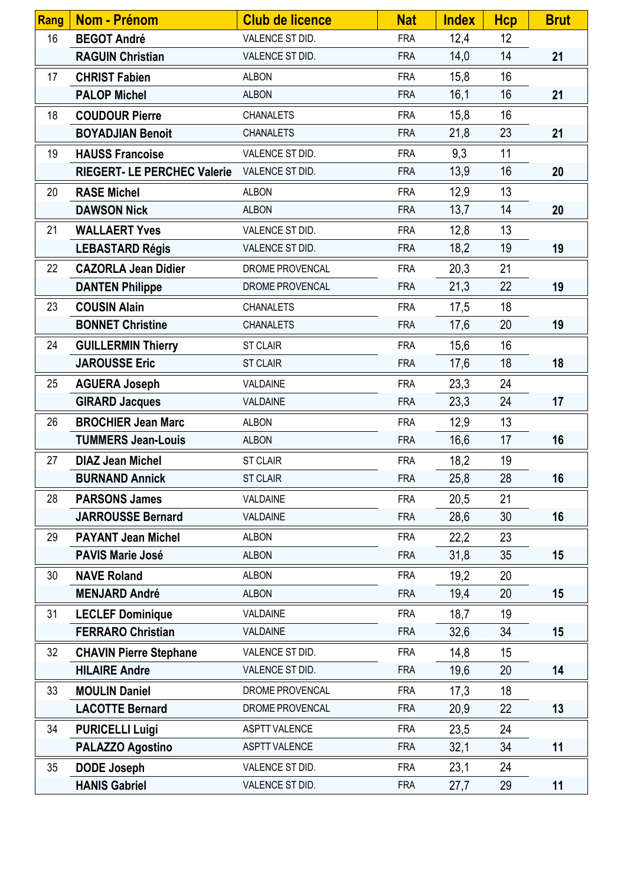| Rang | Nom - Prénom | Club de licence | Nat | Index | Hcp | Brut |
|---|---|---|---|---|---|---|
| 16 | **BEGOT André** | VALENCE ST DID. | FRA | 12,4 | 12 | |
| | **RAGUIN Christian** | VALENCE ST DID. | FRA | 14,0 | 14 | **21** |
| 17 | **CHRIST Fabien** | ALBON | FRA | 15,8 | 16 | |
| | **PALOP Michel** | ALBON | FRA | 16,1 | 16 | **21** |
| 18 | **COUDOUR Pierre** | CHANALETS | FRA | 15,8 | 16 | |
| | **BOYADJIAN Benoit** | CHANALETS | FRA | 21,8 | 23 | **21** |
| 19 | **HAUSS Francoise** | VALENCE ST DID. | FRA | 9,3 | 11 | |
| | **RIEGERT- LE PERCHEC Valerie** | VALENCE ST DID. | FRA | 13,9 | 16 | **20** |
| 20 | **RASE Michel** | ALBON | FRA | 12,9 | 13 | |
| | **DAWSON Nick** | ALBON | FRA | 13,7 | 14 | **20** |
| 21 | **WALLAERT Yves** | VALENCE ST DID. | FRA | 12,8 | 13 | |
| | **LEBASTARD Régis** | VALENCE ST DID. | FRA | 18,2 | 19 | **19** |
| 22 | **CAZORLA Jean Didier** | DROME PROVENCAL | FRA | 20,3 | 21 | |
| | **DANTEN Philippe** | DROME PROVENCAL | FRA | 21,3 | 22 | **19** |
| 23 | **COUSIN Alain** | CHANALETS | FRA | 17,5 | 18 | |
| | **BONNET Christine** | CHANALETS | FRA | 17,6 | 20 | **19** |
| 24 | **GUILLERMIN Thierry** | ST CLAIR | FRA | 15,6 | 16 | |
| | **JAROUSSE Eric** | ST CLAIR | FRA | 17,6 | 18 | **18** |
| 25 | **AGUERA Joseph** | VALDAINE | FRA | 23,3 | 24 | |
| | **GIRARD Jacques** | VALDAINE | FRA | 23,3 | 24 | **17** |
| 26 | **BROCHIER Jean Marc** | ALBON | FRA | 12,9 | 13 | |
| | **TUMMERS Jean-Louis** | ALBON | FRA | 16,6 | 17 | **16** |
| 27 | **DIAZ Jean Michel** | ST CLAIR | FRA | 18,2 | 19 | |
| | **BURNAND Annick** | ST CLAIR | FRA | 25,8 | 28 | **16** |
| 28 | **PARSONS James** | VALDAINE | FRA | 20,5 | 21 | |
| | **JARROUSSE Bernard** | VALDAINE | FRA | 28,6 | 30 | **16** |
| 29 | **PAYANT Jean Michel** | ALBON | FRA | 22,2 | 23 | |
| | **PAVIS Marie José** | ALBON | FRA | 31,8 | 35 | **15** |
| 30 | **NAVE Roland** | ALBON | FRA | 19,2 | 20 | |
| | **MENJARD André** | ALBON | FRA | 19,4 | 20 | **15** |
| 31 | **LECLEF Dominique** | VALDAINE | FRA | 18,7 | 19 | |
| | **FERRARO Christian** | VALDAINE | FRA | 32,6 | 34 | **15** |
| 32 | **CHAVIN Pierre Stephane** | VALENCE ST DID. | FRA | 14,8 | 15 | |
| | **HILAIRE Andre** | VALENCE ST DID. | FRA | 19,6 | 20 | **14** |
| 33 | **MOULIN Daniel** | DROME PROVENCAL | FRA | 17,3 | 18 | |
| | **LACOTTE Bernard** | DROME PROVENCAL | FRA | 20,9 | 22 | **13** |
| 34 | **PURICELLI Luigi** | ASPTT VALENCE | FRA | 23,5 | 24 | |
| | **PALAZZO Agostino** | ASPTT VALENCE | FRA | 32,1 | 34 | **11** |
| 35 | **DODE Joseph** | VALENCE ST DID. | FRA | 23,1 | 24 | |
| | **HANIS Gabriel** | VALENCE ST DID. | FRA | 27,7 | 29 | **11** |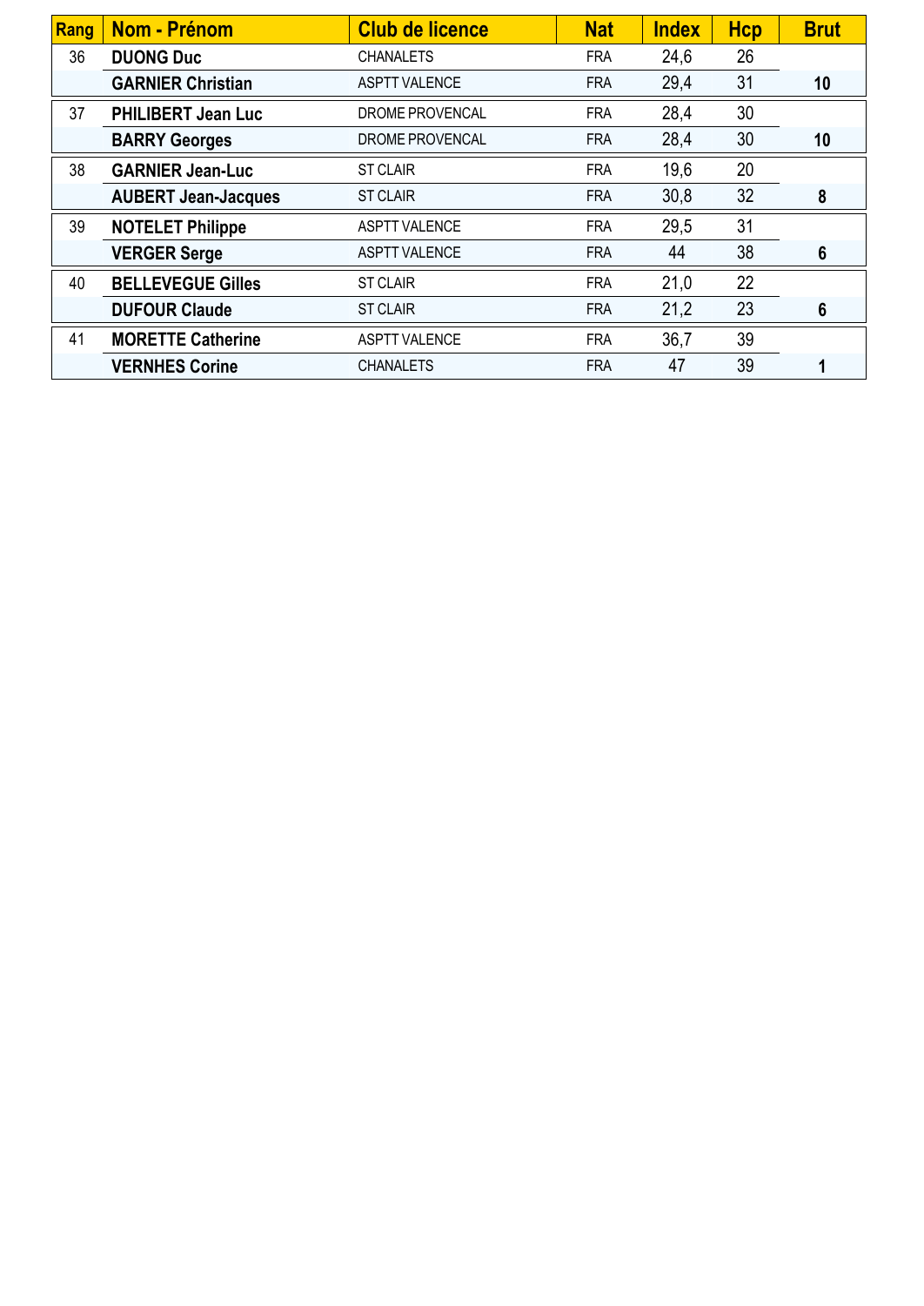| Rang | Nom - Prénom | Club de licence | Nat | Index | Hcp | Brut |
|---|---|---|---|---|---|---|
| 36 | **DUONG Duc** | CHANALETS | FRA | 24,6 | 26 | |
| | **GARNIER Christian** | ASPTT VALENCE | FRA | 29,4 | 31 | **10** |
| 37 | **PHILIBERT Jean Luc** | DROME PROVENCAL | FRA | 28,4 | 30 | |
| | **BARRY Georges** | DROME PROVENCAL | FRA | 28,4 | 30 | **10** |
| 38 | **GARNIER Jean-Luc** | ST CLAIR | FRA | 19,6 | 20 | |
| | **AUBERT Jean-Jacques** | ST CLAIR | FRA | 30,8 | 32 | **8** |
| 39 | **NOTELET Philippe** | ASPTT VALENCE | FRA | 29,5 | 31 | |
| | **VERGER Serge** | ASPTT VALENCE | FRA | 44 | 38 | **6** |
| 40 | **BELLEVEGUE Gilles** | ST CLAIR | FRA | 21,0 | 22 | |
| | **DUFOUR Claude** | ST CLAIR | FRA | 21,2 | 23 | **6** |
| 41 | **MORETTE Catherine** | ASPTT VALENCE | FRA | 36,7 | 39 | |
| | **VERNHES Corine** | CHANALETS | FRA | 47 | 39 | **1** |